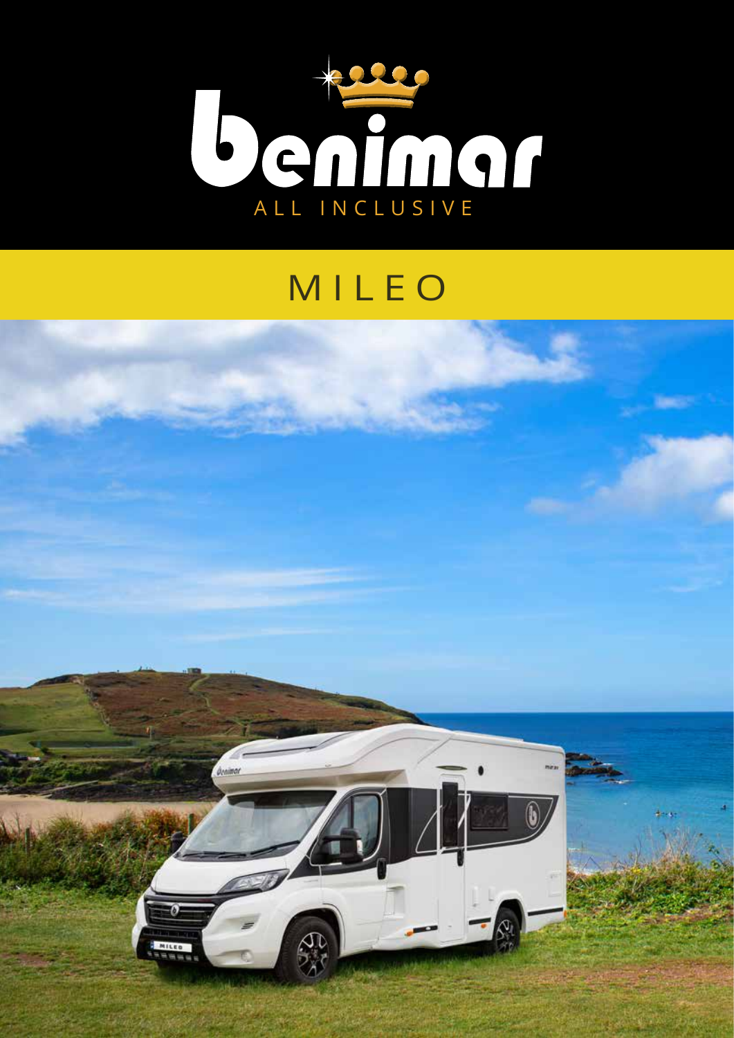# benimar

ALL INCLUSIVE

## MILEO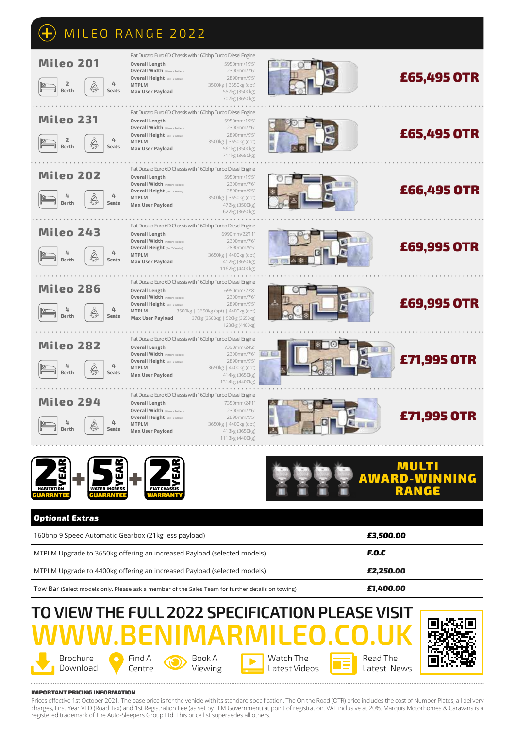# MILEO RANGE 2022

## Mileo 201

2 Berth | 4 Seats

Fiat Ducato Euro 6D Chassis with 160bhp Turbo Diesel Engine

| | |
|---|---|
| Overall Length | 5950mm/19'5" |
| Overall Width (Mirrors Folded) | 2300mm/7'6" |
| Overall Height (Exc TV Aerial) | 2890mm/9'5" |
| MTPLM | 3500kg \| 3650kg (opt) |
| Max User Payload | 557kg (3500kg) |
| | 707kg (3650kg) |

**£65,495 OTR**

## Mileo 231

2 Berth | 4 Seats

Fiat Ducato Euro 6D Chassis with 160bhp Turbo Diesel Engine

| | |
|---|---|
| Overall Length | 5950mm/19'5" |
| Overall Width (Mirrors Folded) | 2300mm/7'6" |
| Overall Height (Exc TV Aerial) | 2890mm/9'5" |
| MTPLM | 3500kg \| 3650kg (opt) |
| Max User Payload | 561kg (3500kg) |
| | 711kg (3650kg) |

**£65,495 OTR**

## Mileo 202

4 Berth | 4 Seats

Fiat Ducato Euro 6D Chassis with 160bhp Turbo Diesel Engine

| | |
|---|---|
| Overall Length | 5950mm/19'5" |
| Overall Width (Mirrors Folded) | 2300mm/7'6" |
| Overall Height (Exc TV Aerial) | 2890mm/9'5" |
| MTPLM | 3500kg \| 3650kg (opt) |
| Max User Payload | 472kg (3500kg) |
| | 622kg (3650kg) |

**£66,495 OTR**

## Mileo 243

4 Berth | 4 Seats

Fiat Ducato Euro 6D Chassis with 160bhp Turbo Diesel Engine

| | |
|---|---|
| Overall Length | 6990mm/22'11" |
| Overall Width (Mirrors Folded) | 2300mm/7'6" |
| Overall Height (Exc TV Aerial) | 2890mm/9'5" |
| MTPLM | 3650kg \| 4400kg (opt) |
| Max User Payload | 412kg (3650kg) |
| | 1162kg (4400kg) |

**£69,995 OTR**

## Mileo 286

4 Berth | 4 Seats

Fiat Ducato Euro 6D Chassis with 160bhp Turbo Diesel Engine

| | |
|---|---|
| Overall Length | 6950mm/22'8" |
| Overall Width (Mirrors Folded) | 2300mm/7'6" |
| Overall Height (Exc TV Aerial) | 2890mm/9'5" |
| MTPLM | 3500kg \| 3650kg (opt) \| 4400kg (opt) |
| Max User Payload | 370kg (3500kg) \| 520kg (3650kg) |
| | 1230kg (4400kg) |

**£69,995 OTR**

## Mileo 282

4 Berth | 4 Seats

Fiat Ducato Euro 6D Chassis with 160bhp Turbo Diesel Engine

| | |
|---|---|
| Overall Length | 7390mm/24'2" |
| Overall Width (Mirrors Folded) | 2300mm/7'6" |
| Overall Height (Exc TV Aerial) | 2890mm/9'5" |
| MTPLM | 3650kg \| 4400kg (opt) |
| Max User Payload | 414kg (3650kg) |
| | 1314kg (4400kg) |

**£71,995 OTR**

## Mileo 294

4 Berth | 4 Seats

Fiat Ducato Euro 6D Chassis with 160bhp Turbo Diesel Engine

| | |
|---|---|
| Overall Length | 7350mm/24'1" |
| Overall Width (Mirrors Folded) | 2300mm/7'6" |
| Overall Height (Exc TV Aerial) | 2890mm/9'5" |
| MTPLM | 3650kg \| 4400kg (opt) |
| Max User Payload | 413kg (3650kg) |
| | 1113kg (4400kg) |

**£71,995 OTR**

2 YEAR HABITATION GUARANTEE + 5 YEAR WATER INGRESS GUARANTEE + 2 YEAR FIAT CHASSIS WARRANTY

**MULTI AWARD-WINNING RANGE**

## Optional Extras

| | |
|---|---|
| 160bhp 9 Speed Automatic Gearbox (21kg less payload) | ***£3,500.00*** |
| MTPLM Upgrade to 3650kg offering an increased Payload (selected models) | ***F.O.C*** |
| MTPLM Upgrade to 4400kg offering an increased Payload (selected models) | ***£2,250.00*** |
| Tow Bar (Select models only. Please ask a member of the Sales Team for further details on towing) | ***£1,400.00*** |

# TO VIEW THE FULL 2022 SPECIFICATION PLEASE VISIT WWW.BENIMARMILEO.CO.UK

Brochure Download | Find A Centre | Book A Viewing | Watch The Latest Videos | Read The Latest News

**IMPORTANT PRICING INFORMATION**

Prices effective 1st October 2021. The base price is for the vehicle with its standard specification. The On the Road (OTR) price includes the cost of Number Plates, all delivery charges, First Year VED (Road Tax) and 1st Registration Fee (as set by H.M Government) at point of registration. VAT inclusive at 20%. Marquis Motorhomes & Caravans is a registered trademark of The Auto-Sleepers Group Ltd. This price list supersedes all others.